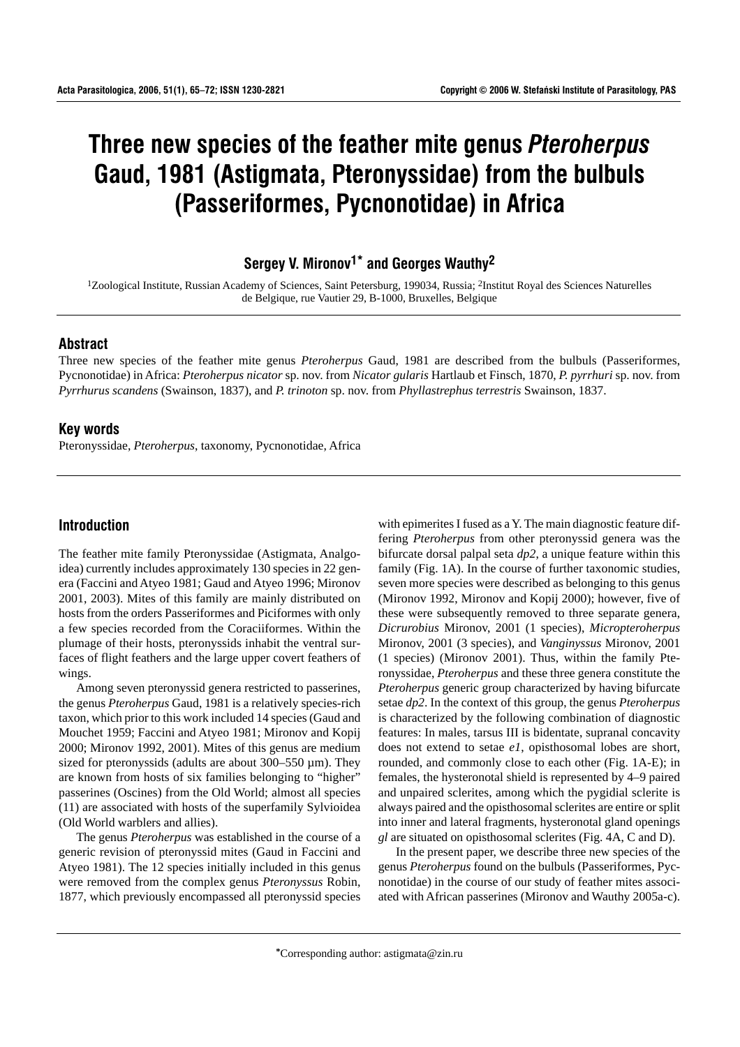# Three new species of the feather mite genus *Pteroherpus* Gaud, 1981 (Astigmata, Pteronyssidae) from the bulbuls (Passeriformes, Pycnonotidae) in Africa

**Sergey V. Mironov[1]* and Georges Wauthy[2]**

[1]Zoological Institute, Russian Academy of Sciences, Saint Petersburg, 199034, Russia; [2]Institut Royal des Sciences Naturelles de Belgique, rue Vautier 29, B-1000, Bruxelles, Belgique

## Abstract

Three new species of the feather mite genus *Pteroherpus* Gaud, 1981 are described from the bulbuls (Passeriformes, Pycnonotidae) in Africa: *Pteroherpus nicator* sp. nov. from *Nicator gularis* Hartlaub et Finsch, 1870, *P. pyrrhuri* sp. nov. from *Pyrrhurus scandens* (Swainson, 1837), and *P. trinoton* sp. nov. from *Phyllastrephus terrestris* Swainson, 1837.

## Key words

Pteronyssidae, *Pteroherpus*, taxonomy, Pycnonotidae, Africa

## Introduction

The feather mite family Pteronyssidae (Astigmata, Analgoidea) currently includes approximately 130 species in 22 genera (Faccini and Atyeo 1981; Gaud and Atyeo 1996; Mironov 2001, 2003). Mites of this family are mainly distributed on hosts from the orders Passeriformes and Piciformes with only a few species recorded from the Coraciiformes. Within the plumage of their hosts, pteronyssids inhabit the ventral surfaces of flight feathers and the large upper covert feathers of wings.

Among seven pteronyssid genera restricted to passerines, the genus *Pteroherpus* Gaud, 1981 is a relatively species-rich taxon, which prior to this work included 14 species (Gaud and Mouchet 1959; Faccini and Atyeo 1981; Mironov and Kopij 2000; Mironov 1992, 2001). Mites of this genus are medium sized for pteronyssids (adults are about 300–550 µm). They are known from hosts of six families belonging to "higher" passerines (Oscines) from the Old World; almost all species (11) are associated with hosts of the superfamily Sylvioidea (Old World warblers and allies).

The genus *Pteroherpus* was established in the course of a generic revision of pteronyssid mites (Gaud in Faccini and Atyeo 1981). The 12 species initially included in this genus were removed from the complex genus *Pteronyssus* Robin, 1877, which previously encompassed all pteronyssid species with epimerites I fused as a Y. The main diagnostic feature differing *Pteroherpus* from other pteronyssid genera was the bifurcate dorsal palpal seta *dp2*, a unique feature within this family (Fig. 1A). In the course of further taxonomic studies, seven more species were described as belonging to this genus (Mironov 1992, Mironov and Kopij 2000); however, five of these were subsequently removed to three separate genera, *Dicrurobius* Mironov, 2001 (1 species), *Micropteroherpus* Mironov, 2001 (3 species), and *Vanginyssus* Mironov, 2001 (1 species) (Mironov 2001). Thus, within the family Pteronyssidae, *Pteroherpus* and these three genera constitute the *Pteroherpus* generic group characterized by having bifurcate setae *dp2*. In the context of this group, the genus *Pteroherpus* is characterized by the following combination of diagnostic features: In males, tarsus III is bidentate, supranal concavity does not extend to setae *e1*, opisthosomal lobes are short, rounded, and commonly close to each other (Fig. 1A-E); in females, the hysteronotal shield is represented by 4–9 paired and unpaired sclerites, among which the pygidial sclerite is always paired and the opisthosomal sclerites are entire or split into inner and lateral fragments, hysteronotal gland openings *gl* are situated on opisthosomal sclerites (Fig. 4A, C and D).

In the present paper, we describe three new species of the genus *Pteroherpus* found on the bulbuls (Passeriformes, Pycnonotidae) in the course of our study of feather mites associated with African passerines (Mironov and Wauthy 2005a-c).

*Corresponding author: astigmata@zin.ru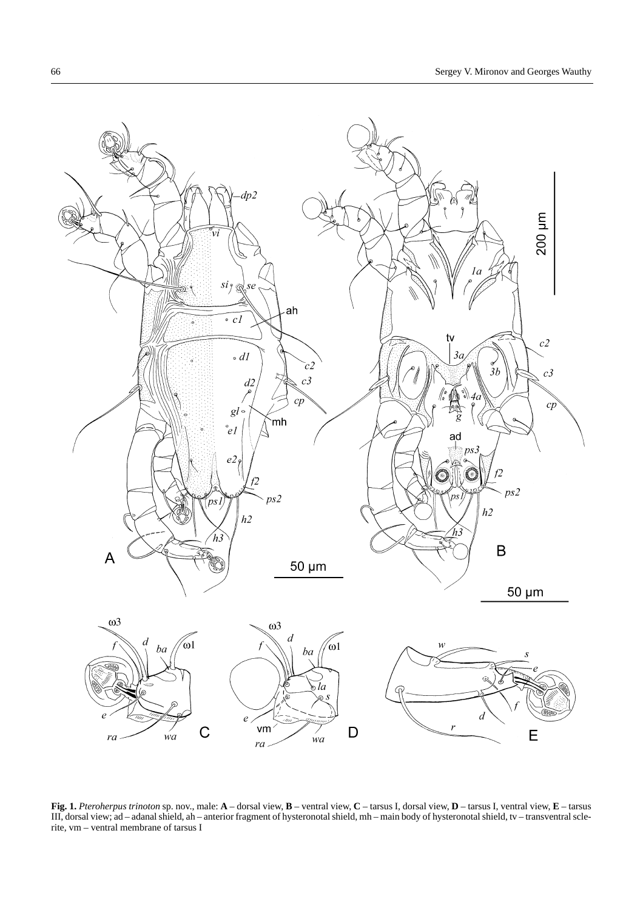**Fig. 1.** *Pteroherpus trinoton* sp. nov., male: **A** – dorsal view, **B** – ventral view, **C** – tarsus I, dorsal view, **D** – tarsus I, ventral view, **E** – tarsus III, dorsal view; ad – adanal shield, ah – anterior fragment of hysteronotal shield, mh – main body of hysteronotal shield, tv – transventral sclerite, vm – ventral membrane of tarsus I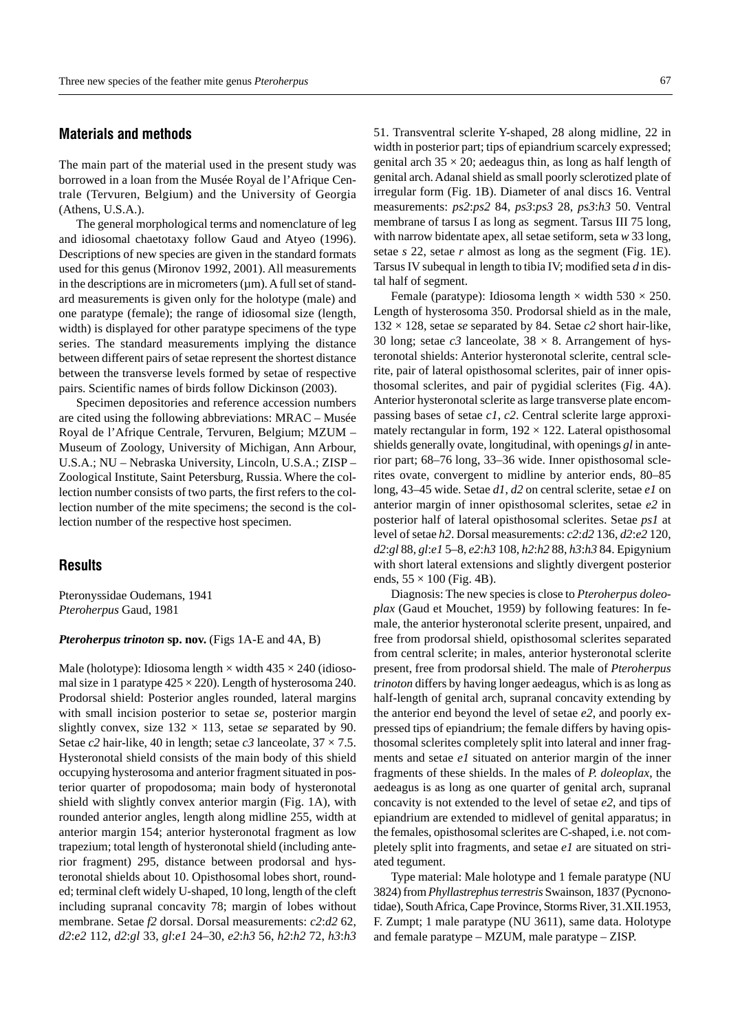## Materials and methods

The main part of the material used in the present study was borrowed in a loan from the Musée Royal de l'Afrique Centrale (Tervuren, Belgium) and the University of Georgia (Athens, U.S.A.).

The general morphological terms and nomenclature of leg and idiosomal chaetotaxy follow Gaud and Atyeo (1996). Descriptions of new species are given in the standard formats used for this genus (Mironov 1992, 2001). All measurements in the descriptions are in micrometers (µm). A full set of standard measurements is given only for the holotype (male) and one paratype (female); the range of idiosomal size (length, width) is displayed for other paratype specimens of the type series. The standard measurements implying the distance between different pairs of setae represent the shortest distance between the transverse levels formed by setae of respective pairs. Scientific names of birds follow Dickinson (2003).

Specimen depositories and reference accession numbers are cited using the following abbreviations: MRAC – Musée Royal de l'Afrique Centrale, Tervuren, Belgium; MZUM – Museum of Zoology, University of Michigan, Ann Arbour, U.S.A.; NU – Nebraska University, Lincoln, U.S.A.; ZISP – Zoological Institute, Saint Petersburg, Russia. Where the collection number consists of two parts, the first refers to the collection number of the mite specimens; the second is the collection number of the respective host specimen.

## Results

Pteronyssidae Oudemans, 1941
*Pteroherpus* Gaud, 1981

***Pteroherpus trinoton* sp. nov.** (Figs 1A-E and 4A, B)

Male (holotype): Idiosoma length × width 435 × 240 (idiosomal size in 1 paratype 425 × 220). Length of hysterosoma 240. Prodorsal shield: Posterior angles rounded, lateral margins with small incision posterior to setae *se*, posterior margin slightly convex, size 132 × 113, setae *se* separated by 90. Setae *c2* hair-like, 40 in length; setae *c3* lanceolate, 37 × 7.5. Hysteronotal shield consists of the main body of this shield occupying hysterosoma and anterior fragment situated in posterior quarter of propodosoma; main body of hysteronotal shield with slightly convex anterior margin (Fig. 1A), with rounded anterior angles, length along midline 255, width at anterior margin 154; anterior hysteronotal fragment as low trapezium; total length of hysteronotal shield (including anterior fragment) 295, distance between prodorsal and hysteronotal shields about 10. Opisthosomal lobes short, rounded; terminal cleft widely U-shaped, 10 long, length of the cleft including supranal concavity 78; margin of lobes without membrane. Setae *f2* dorsal. Dorsal measurements: *c2*:*d2* 62, *d2*:*e2* 112, *d2*:*gl* 33, *gl*:*e1* 24–30, *e2*:*h3* 56, *h2*:*h2* 72, *h3*:*h3* 51. Transventral sclerite Y-shaped, 28 along midline, 22 in width in posterior part; tips of epiandrium scarcely expressed; genital arch 35 × 20; aedeagus thin, as long as half length of genital arch. Adanal shield as small poorly sclerotized plate of irregular form (Fig. 1B). Diameter of anal discs 16. Ventral measurements: *ps2*:*ps2* 84, *ps3*:*ps3* 28, *ps3*:*h3* 50. Ventral membrane of tarsus I as long as segment. Tarsus III 75 long, with narrow bidentate apex, all setae setiform, seta *w* 33 long, setae *s* 22, setae *r* almost as long as the segment (Fig. 1E). Tarsus IV subequal in length to tibia IV; modified seta *d* in distal half of segment.

Female (paratype): Idiosoma length × width 530 × 250. Length of hysterosoma 350. Prodorsal shield as in the male, 132 × 128, setae *se* separated by 84. Setae *c2* short hair-like, 30 long; setae *c3* lanceolate, 38 × 8. Arrangement of hysteronotal shields: Anterior hysteronotal sclerite, central sclerite, pair of lateral opisthosomal sclerites, pair of inner opisthosomal sclerites, and pair of pygidial sclerites (Fig. 4A). Anterior hysteronotal sclerite as large transverse plate encompassing bases of setae *c1*, *c2*. Central sclerite large approximately rectangular in form, 192 × 122. Lateral opisthosomal shields generally ovate, longitudinal, with openings *gl* in anterior part; 68–76 long, 33–36 wide. Inner opisthosomal sclerites ovate, convergent to midline by anterior ends, 80–85 long, 43–45 wide. Setae *d1*, *d2* on central sclerite, setae *e1* on anterior margin of inner opisthosomal sclerites, setae *e2* in posterior half of lateral opisthosomal sclerites. Setae *ps1* at level of setae *h2*. Dorsal measurements: *c2*:*d2* 136, *d2*:*e2* 120, *d2*:*gl* 88, *gl*:*e1* 5–8, *e2*:*h3* 108, *h2*:*h2* 88, *h3*:*h3* 84. Epigynium with short lateral extensions and slightly divergent posterior ends, 55 × 100 (Fig. 4B).

Diagnosis: The new species is close to *Pteroherpus doleoplax* (Gaud et Mouchet, 1959) by following features: In female, the anterior hysteronotal sclerite present, unpaired, and free from prodorsal shield, opisthosomal sclerites separated from central sclerite; in males, anterior hysteronotal sclerite present, free from prodorsal shield. The male of *Pteroherpus trinoton* differs by having longer aedeagus, which is as long as half-length of genital arch, supranal concavity extending by the anterior end beyond the level of setae *e2*, and poorly expressed tips of epiandrium; the female differs by having opisthosomal sclerites completely split into lateral and inner fragments and setae *e1* situated on anterior margin of the inner fragments of these shields. In the males of *P. doleoplax*, the aedeagus is as long as one quarter of genital arch, supranal concavity is not extended to the level of setae *e2*, and tips of epiandrium are extended to midlevel of genital apparatus; in the females, opisthosomal sclerites are C-shaped, i.e. not completely split into fragments, and setae *e1* are situated on striated tegument.

Type material: Male holotype and 1 female paratype (NU 3824) from *Phyllastrephus terrestris* Swainson, 1837 (Pycnonotidae), South Africa, Cape Province, Storms River, 31.XII.1953, F. Zumpt; 1 male paratype (NU 3611), same data. Holotype and female paratype – MZUM, male paratype – ZISP.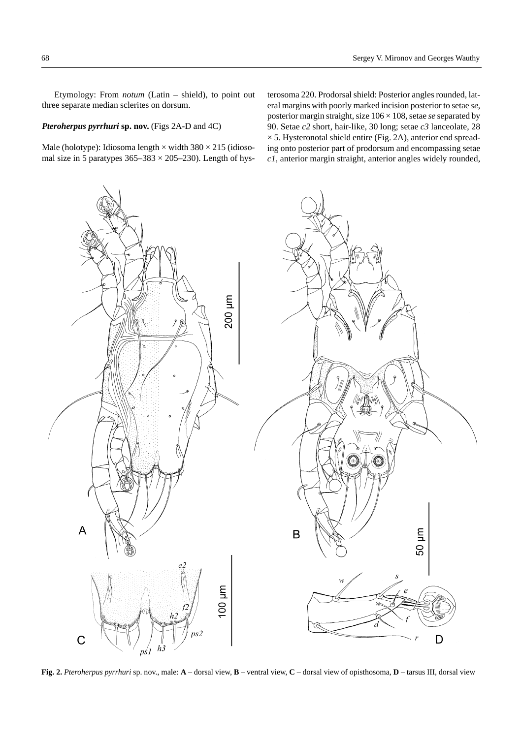Etymology: From *notum* (Latin – shield), to point out three separate median sclerites on dorsum.

### *Pteroherpus pyrrhuri* sp. nov. (Figs 2A-D and 4C)

Male (holotype): Idiosoma length × width 380 × 215 (idiosomal size in 5 paratypes 365–383 × 205–230). Length of hysterosoma 220. Prodorsal shield: Posterior angles rounded, lateral margins with poorly marked incision posterior to setae *se*, posterior margin straight, size 106 × 108, setae *se* separated by 90. Setae *c2* short, hair-like, 30 long; setae *c3* lanceolate, 28 × 5. Hysteronotal shield entire (Fig. 2A), anterior end spreading onto posterior part of prodorsum and encompassing setae *c1*, anterior margin straight, anterior angles widely rounded,

**Fig. 2.** *Pteroherpus pyrrhuri* sp. nov., male: **A** – dorsal view, **B** – ventral view, **C** – dorsal view of opisthosoma, **D** – tarsus III, dorsal view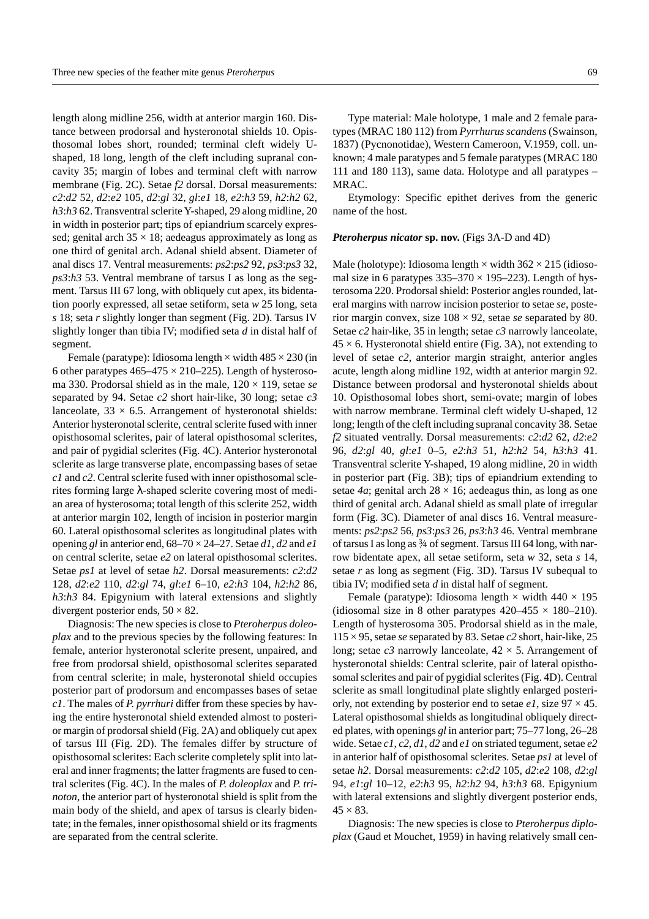length along midline 256, width at anterior margin 160. Distance between prodorsal and hysteronotal shields 10. Opisthosomal lobes short, rounded; terminal cleft widely U-shaped, 18 long, length of the cleft including supranal concavity 35; margin of lobes and terminal cleft with narrow membrane (Fig. 2C). Setae *f2* dorsal. Dorsal measurements: *c2*:*d2* 52, *d2*:*e2* 105, *d2*:*gl* 32, *gl*:*e1* 18, *e2*:*h3* 59, *h2*:*h2* 62, *h3*:*h3* 62. Transventral sclerite Y-shaped, 29 along midline, 20 in width in posterior part; tips of epiandrium scarcely expressed; genital arch $35 \times 18$; aedeagus approximately as long as one third of genital arch. Adanal shield absent. Diameter of anal discs 17. Ventral measurements: *ps2*:*ps2* 92, *ps3*:*ps3* 32, *ps3*:*h3* 53. Ventral membrane of tarsus I as long as the segment. Tarsus III 67 long, with obliquely cut apex, its bidentation poorly expressed, all setae setiform, seta *w* 25 long, seta *s* 18; seta *r* slightly longer than segment (Fig. 2D). Tarsus IV slightly longer than tibia IV; modified seta *d* in distal half of segment.

Female (paratype): Idiosoma length × width $485 \times 230$ (in 6 other paratypes $465–475 \times 210–225$). Length of hysterosoma 330. Prodorsal shield as in the male, $120 \times 119$, setae *se* separated by 94. Setae *c2* short hair-like, 30 long; setae *c3* lanceolate, $33 \times 6.5$. Arrangement of hysteronotal shields: Anterior hysteronotal sclerite, central sclerite fused with inner opisthosomal sclerites, pair of lateral opisthosomal sclerites, and pair of pygidial sclerites (Fig. 4C). Anterior hysteronotal sclerite as large transverse plate, encompassing bases of setae *c1* and *c2*. Central sclerite fused with inner opisthosomal sclerites forming large λ-shaped sclerite covering most of median area of hysterosoma; total length of this sclerite 252, width at anterior margin 102, length of incision in posterior margin 60. Lateral opisthosomal sclerites as longitudinal plates with opening *gl* in anterior end, $68–70 \times 24–27$. Setae *d1*, *d2* and *e1* on central sclerite, setae *e2* on lateral opisthosomal sclerites. Setae *ps1* at level of setae *h2*. Dorsal measurements: *c2*:*d2* 128, *d2*:*e2* 110, *d2*:*gl* 74, *gl*:*e1* 6–10, *e2*:*h3* 104, *h2*:*h2* 86, *h3*:*h3* 84. Epigynium with lateral extensions and slightly divergent posterior ends, $50 \times 82$.

Diagnosis: The new species is close to *Pteroherpus doleoplax* and to the previous species by the following features: In female, anterior hysteronotal sclerite present, unpaired, and free from prodorsal shield, opisthosomal sclerites separated from central sclerite; in male, hysteronotal shield occupies posterior part of prodorsum and encompasses bases of setae *c1*. The males of *P. pyrrhuri* differ from these species by having the entire hysteronotal shield extended almost to posterior margin of prodorsal shield (Fig. 2A) and obliquely cut apex of tarsus III (Fig. 2D). The females differ by structure of opisthosomal sclerites: Each sclerite completely split into lateral and inner fragments; the latter fragments are fused to central sclerites (Fig. 4C). In the males of *P. doleoplax* and *P. trinoton*, the anterior part of hysteronotal shield is split from the main body of the shield, and apex of tarsus is clearly bidentate; in the females, inner opisthosomal shield or its fragments are separated from the central sclerite.

Type material: Male holotype, 1 male and 2 female paratypes (MRAC 180 112) from *Pyrrhurus scandens* (Swainson, 1837) (Pycnonotidae), Western Cameroon, V.1959, coll. unknown; 4 male paratypes and 5 female paratypes (MRAC 180 111 and 180 113), same data. Holotype and all paratypes – MRAC.

Etymology: Specific epithet derives from the generic name of the host.

***Pteroherpus nicator* sp. nov.** (Figs 3A-D and 4D)

Male (holotype): Idiosoma length × width $362 \times 215$ (idiosomal size in 6 paratypes $335–370 \times 195–223$). Length of hysterosoma 220. Prodorsal shield: Posterior angles rounded, lateral margins with narrow incision posterior to setae *se*, posterior margin convex, size $108 \times 92$, setae *se* separated by 80. Setae *c2* hair-like, 35 in length; setae *c3* narrowly lanceolate, $45 \times 6$. Hysteronotal shield entire (Fig. 3A), not extending to level of setae *c2*, anterior margin straight, anterior angles acute, length along midline 192, width at anterior margin 92. Distance between prodorsal and hysteronotal shields about 10. Opisthosomal lobes short, semi-ovate; margin of lobes with narrow membrane. Terminal cleft widely U-shaped, 12 long; length of the cleft including supranal concavity 38. Setae *f2* situated ventrally. Dorsal measurements: *c2*:*d2* 62, *d2*:*e2* 96, *d2*:*gl* 40, *gl*:*e1* 0–5, *e2*:*h3* 51, *h2*:*h2* 54, *h3*:*h3* 41. Transventral sclerite Y-shaped, 19 along midline, 20 in width in posterior part (Fig. 3B); tips of epiandrium extending to setae *4a*; genital arch $28 \times 16$; aedeagus thin, as long as one third of genital arch. Adanal shield as small plate of irregular form (Fig. 3C). Diameter of anal discs 16. Ventral measurements: *ps2*:*ps2* 56, *ps3*:*ps3* 26, *ps3*:*h3* 46. Ventral membrane of tarsus I as long as ¾ of segment. Tarsus III 64 long, with narrow bidentate apex, all setae setiform, seta *w* 32, seta *s* 14, setae *r* as long as segment (Fig. 3D). Tarsus IV subequal to tibia IV; modified seta *d* in distal half of segment.

Female (paratype): Idiosoma length × width $440 \times 195$ (idiosomal size in 8 other paratypes $420–455 \times 180–210$). Length of hysterosoma 305. Prodorsal shield as in the male, $115 \times 95$, setae *se* separated by 83. Setae *c2* short, hair-like, 25 long; setae *c3* narrowly lanceolate, $42 \times 5$. Arrangement of hysteronotal shields: Central sclerite, pair of lateral opisthosomal sclerites and pair of pygidial sclerites (Fig. 4D). Central sclerite as small longitudinal plate slightly enlarged posteriorly, not extending by posterior end to setae *e1*, size $97 \times 45$. Lateral opisthosomal shields as longitudinal obliquely directed plates, with openings *gl* in anterior part; 75–77 long, 26–28 wide. Setae *c1*, *c2*, *d1*, *d2* and *e1* on striated tegument, setae *e2* in anterior half of opisthosomal sclerites. Setae *ps1* at level of setae *h2*. Dorsal measurements: *c2*:*d2* 105, *d2*:*e2* 108, *d2*:*gl* 94, *e1*:*gl* 10–12, *e2*:*h3* 95, *h2*:*h2* 94, *h3*:*h3* 68. Epigynium with lateral extensions and slightly divergent posterior ends, $45 \times 83$.

Diagnosis: The new species is close to *Pteroherpus diploplax* (Gaud et Mouchet, 1959) in having relatively small cen-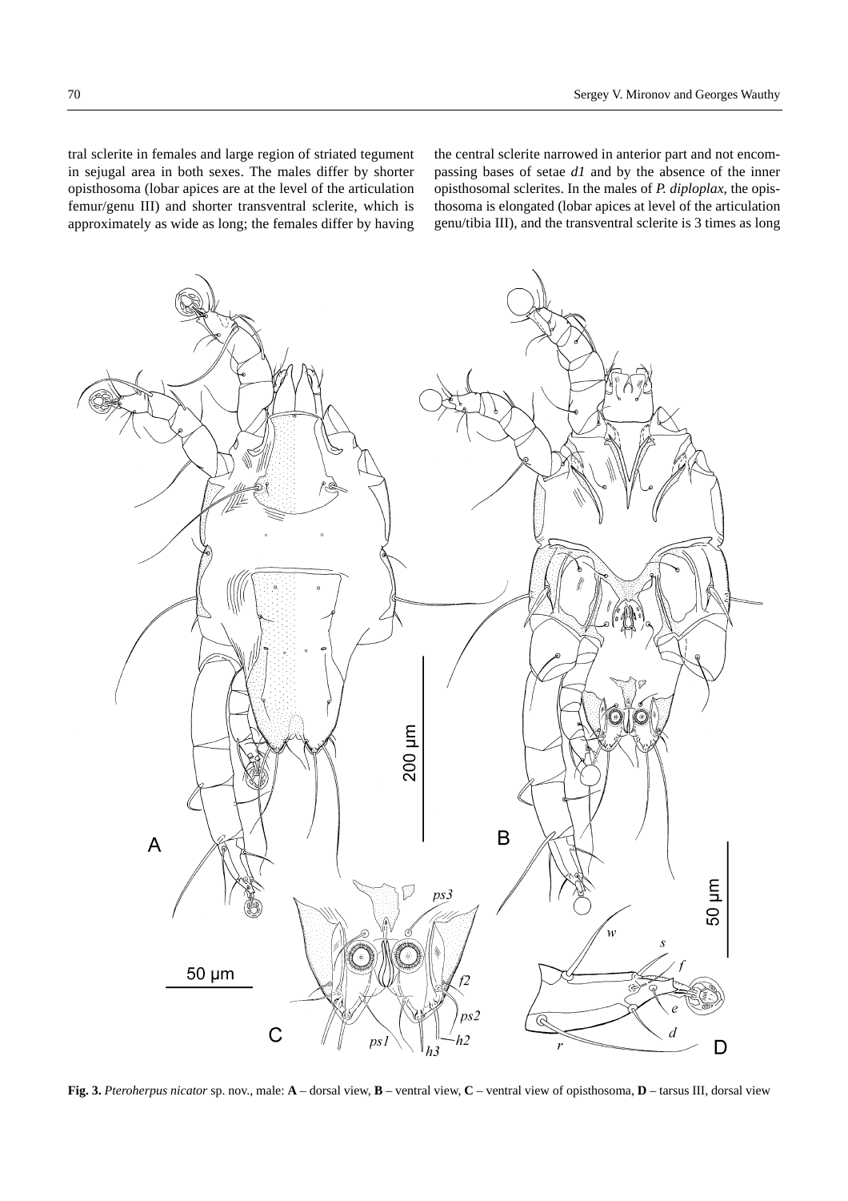tral sclerite in females and large region of striated tegument in sejugal area in both sexes. The males differ by shorter opisthosoma (lobar apices are at the level of the articulation femur/genu III) and shorter transventral sclerite, which is approximately as wide as long; the females differ by having the central sclerite narrowed in anterior part and not encompassing bases of setae *d1* and by the absence of the inner opisthosomal sclerites. In the males of *P. diploplax*, the opisthosoma is elongated (lobar apices at level of the articulation genu/tibia III), and the transventral sclerite is 3 times as long

**Fig. 3.** *Pteroherpus nicator* sp. nov., male: **A** – dorsal view, **B** – ventral view, **C** – ventral view of opisthosoma, **D** – tarsus III, dorsal view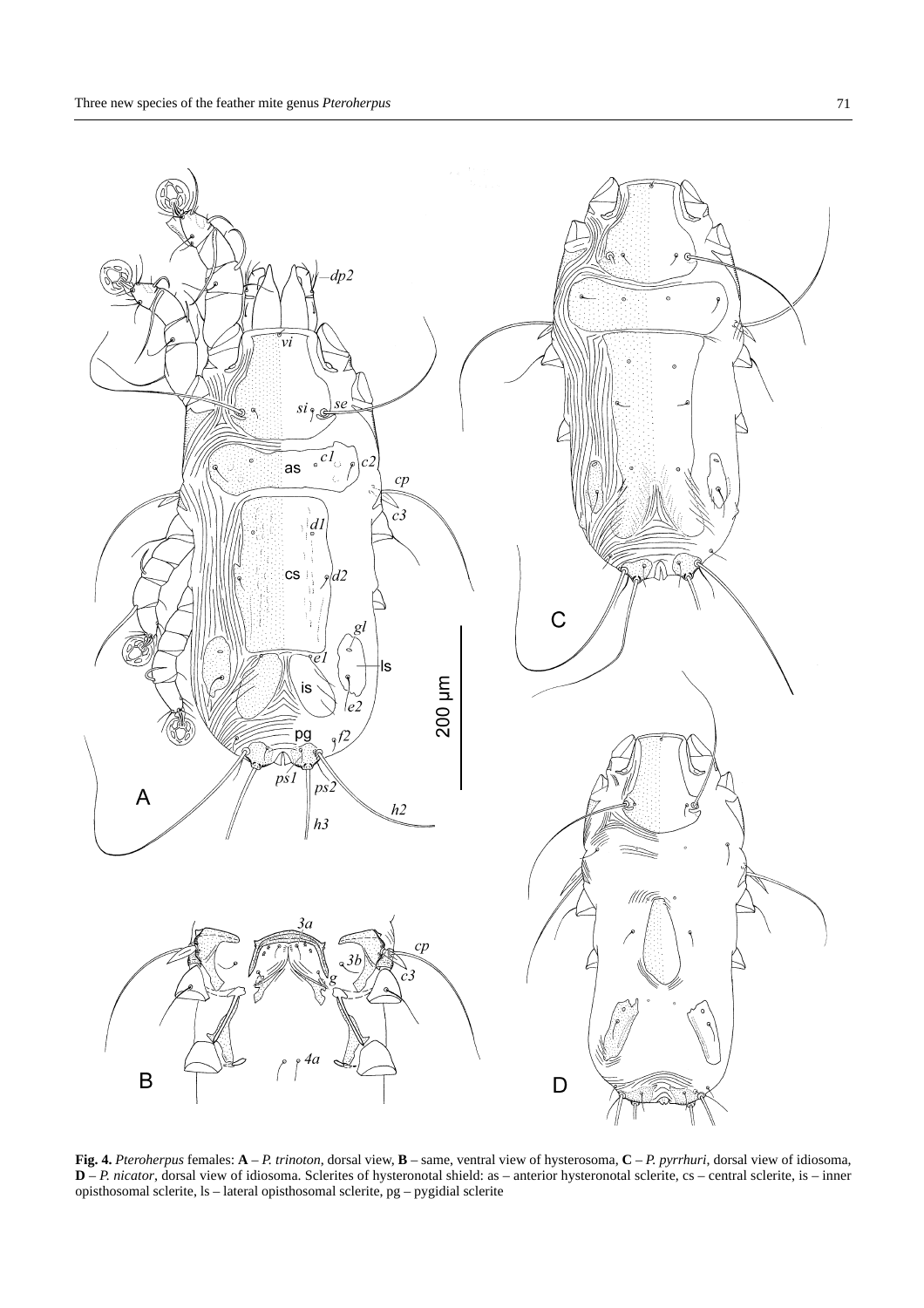**Fig. 4.** *Pteroherpus* females: **A** – *P. trinoton*, dorsal view, **B** – same, ventral view of hysterosoma, **C** – *P. pyrrhuri*, dorsal view of idiosoma, **D** – *P. nicator*, dorsal view of idiosoma. Sclerites of hysteronotal shield: as – anterior hysteronotal sclerite, cs – central sclerite, is – inner opisthosomal sclerite, ls – lateral opisthosomal sclerite, pg – pygidial sclerite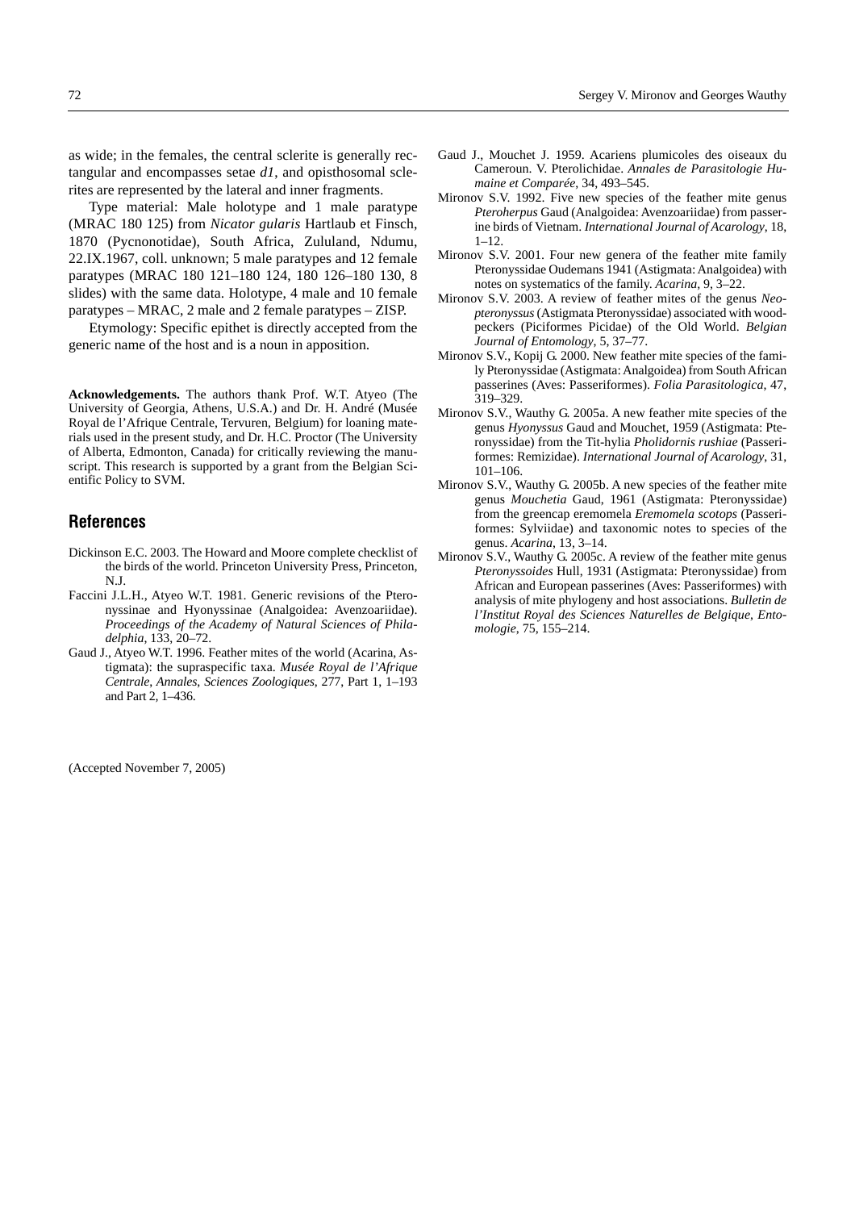as wide; in the females, the central sclerite is generally rectangular and encompasses setae *d1*, and opisthosomal sclerites are represented by the lateral and inner fragments.

Type material: Male holotype and 1 male paratype (MRAC 180 125) from *Nicator gularis* Hartlaub et Finsch, 1870 (Pycnonotidae), South Africa, Zululand, Ndumu, 22.IX.1967, coll. unknown; 5 male paratypes and 12 female paratypes (MRAC 180 121–180 124, 180 126–180 130, 8 slides) with the same data. Holotype, 4 male and 10 female paratypes – MRAC, 2 male and 2 female paratypes – ZISP.

Etymology: Specific epithet is directly accepted from the generic name of the host and is a noun in apposition.

**Acknowledgements.** The authors thank Prof. W.T. Atyeo (The University of Georgia, Athens, U.S.A.) and Dr. H. André (Musée Royal de l'Afrique Centrale, Tervuren, Belgium) for loaning materials used in the present study, and Dr. H.C. Proctor (The University of Alberta, Edmonton, Canada) for critically reviewing the manuscript. This research is supported by a grant from the Belgian Scientific Policy to SVM.

## References

Dickinson E.C. 2003. The Howard and Moore complete checklist of the birds of the world. Princeton University Press, Princeton, N.J.

Faccini J.L.H., Atyeo W.T. 1981. Generic revisions of the Pteronyssinae and Hyonyssinae (Analgoidea: Avenzoariidae). *Proceedings of the Academy of Natural Sciences of Philadelphia*, 133, 20–72.

Gaud J., Atyeo W.T. 1996. Feather mites of the world (Acarina, Astigmata): the supraspecific taxa. *Musée Royal de l'Afrique Centrale, Annales, Sciences Zoologiques*, 277, Part 1, 1–193 and Part 2, 1–436.

Gaud J., Mouchet J. 1959. Acariens plumicoles des oiseaux du Cameroun. V. Pterolichidae. *Annales de Parasitologie Humaine et Comparée*, 34, 493–545.

Mironov S.V. 1992. Five new species of the feather mite genus *Pteroherpus* Gaud (Analgoidea: Avenzoariidae) from passerine birds of Vietnam. *International Journal of Acarology*, 18, 1–12.

Mironov S.V. 2001. Four new genera of the feather mite family Pteronyssidae Oudemans 1941 (Astigmata: Analgoidea) with notes on systematics of the family. *Acarina*, 9, 3–22.

Mironov S.V. 2003. A review of feather mites of the genus *Neopteronyssus* (Astigmata Pteronyssidae) associated with woodpeckers (Piciformes Picidae) of the Old World. *Belgian Journal of Entomology*, 5, 37–77.

Mironov S.V., Kopij G. 2000. New feather mite species of the family Pteronyssidae (Astigmata: Analgoidea) from South African passerines (Aves: Passeriformes). *Folia Parasitologica*, 47, 319–329.

Mironov S.V., Wauthy G. 2005a. A new feather mite species of the genus *Hyonyssus* Gaud and Mouchet, 1959 (Astigmata: Pteronyssidae) from the Tit-hylia *Pholidornis rushiae* (Passeriformes: Remizidae). *International Journal of Acarology*, 31, 101–106.

Mironov S.V., Wauthy G. 2005b. A new species of the feather mite genus *Mouchetia* Gaud, 1961 (Astigmata: Pteronyssidae) from the greencap eremomela *Eremomela scotops* (Passeriformes: Sylviidae) and taxonomic notes to species of the genus. *Acarina*, 13, 3–14.

Mironov S.V., Wauthy G. 2005c. A review of the feather mite genus *Pteronyssoides* Hull, 1931 (Astigmata: Pteronyssidae) from African and European passerines (Aves: Passeriformes) with analysis of mite phylogeny and host associations. *Bulletin de l'Institut Royal des Sciences Naturelles de Belgique, Entomologie*, 75, 155–214.

(Accepted November 7, 2005)